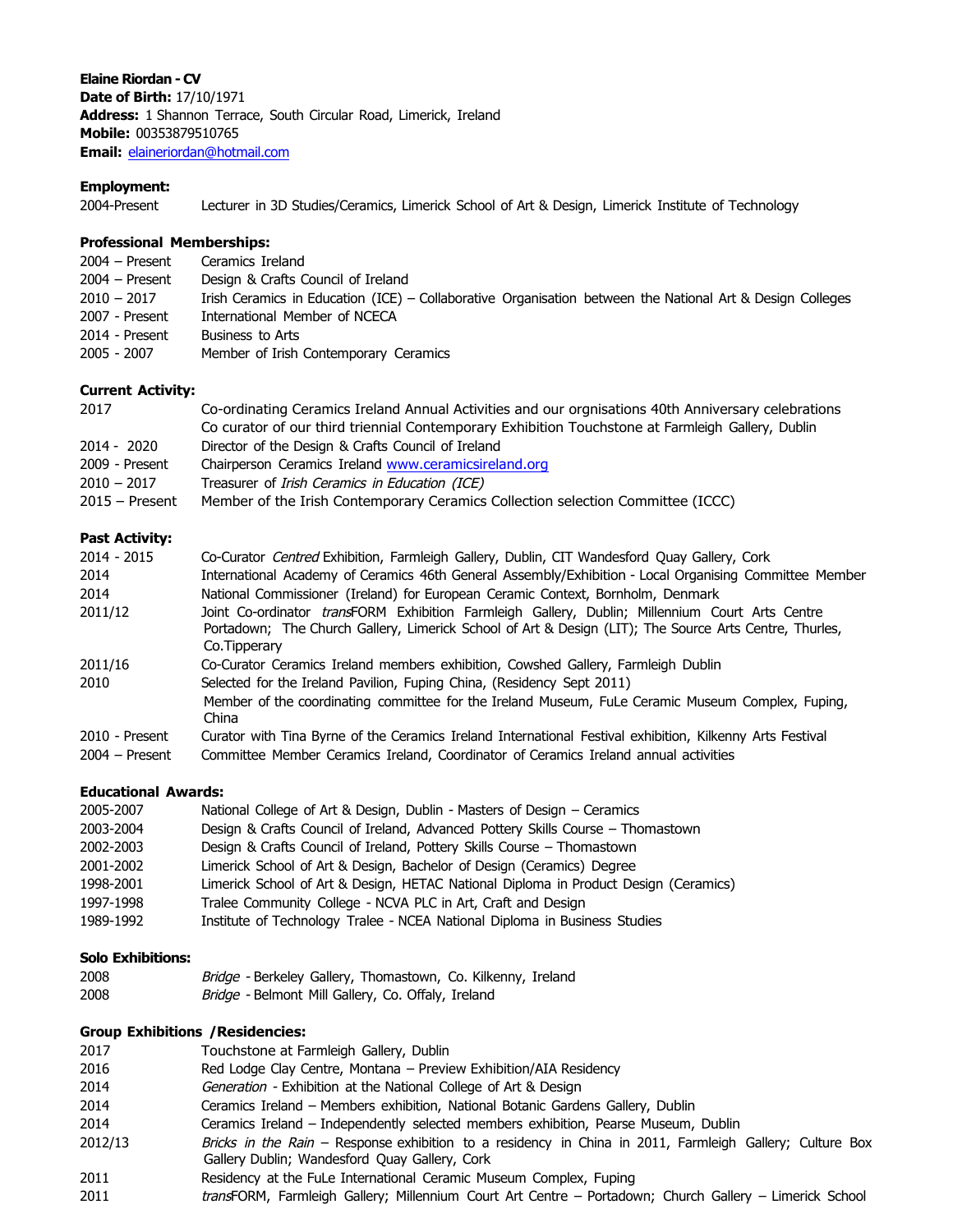**Elaine Riordan - CV**
**Date of Birth:** 17/10/1971
**Address:** 1 Shannon Terrace, South Circular Road, Limerick, Ireland
**Mobile:** 00353879510765
**Email:** elaineriordan@hotmail.com

**Employment:**

2004-Present Lecturer in 3D Studies/Ceramics, Limerick School of Art & Design, Limerick Institute of Technology

**Professional Memberships:**

| | |
|---|---|
| 2004 – Present | Ceramics Ireland |
| 2004 – Present | Design & Crafts Council of Ireland |
| 2010 – 2017 | Irish Ceramics in Education (ICE) – Collaborative Organisation between the National Art & Design Colleges |
| 2007 - Present | International Member of NCECA |
| 2014 - Present | Business to Arts |
| 2005 - 2007 | Member of Irish Contemporary Ceramics |

**Current Activity:**

| | |
|---|---|
| 2017 | Co-ordinating Ceramics Ireland Annual Activities and our orgnisations 40th Anniversary celebrations<br>Co curator of our third triennial Contemporary Exhibition Touchstone at Farmleigh Gallery, Dublin |
| 2014 - 2020 | Director of the Design & Crafts Council of Ireland |
| 2009 - Present | Chairperson Ceramics Ireland www.ceramicsireland.org |
| 2010 – 2017 | Treasurer of *Irish Ceramics in Education (ICE)* |
| 2015 – Present | Member of the Irish Contemporary Ceramics Collection selection Committee (ICCC) |

**Past Activity:**

| | |
|---|---|
| 2014 - 2015 | Co-Curator *Centred* Exhibition, Farmleigh Gallery, Dublin, CIT Wandesford Quay Gallery, Cork |
| 2014 | International Academy of Ceramics 46th General Assembly/Exhibition - Local Organising Committee Member |
| 2014 | National Commissioner (Ireland) for European Ceramic Context, Bornholm, Denmark |
| 2011/12 | Joint Co-ordinator *trans*FORM Exhibition Farmleigh Gallery, Dublin; Millennium Court Arts Centre Portadown; The Church Gallery, Limerick School of Art & Design (LIT); The Source Arts Centre, Thurles, Co.Tipperary |
| 2011/16 | Co-Curator Ceramics Ireland members exhibition, Cowshed Gallery, Farmleigh Dublin |
| 2010 | Selected for the Ireland Pavilion, Fuping China, (Residency Sept 2011)<br>Member of the coordinating committee for the Ireland Museum, FuLe Ceramic Museum Complex, Fuping, China |
| 2010 - Present | Curator with Tina Byrne of the Ceramics Ireland International Festival exhibition, Kilkenny Arts Festival |
| 2004 – Present | Committee Member Ceramics Ireland, Coordinator of Ceramics Ireland annual activities |

**Educational Awards:**

| | |
|---|---|
| 2005-2007 | National College of Art & Design, Dublin - Masters of Design – Ceramics |
| 2003-2004 | Design & Crafts Council of Ireland, Advanced Pottery Skills Course – Thomastown |
| 2002-2003 | Design & Crafts Council of Ireland, Pottery Skills Course – Thomastown |
| 2001-2002 | Limerick School of Art & Design, Bachelor of Design (Ceramics) Degree |
| 1998-2001 | Limerick School of Art & Design, HETAC National Diploma in Product Design (Ceramics) |
| 1997-1998 | Tralee Community College - NCVA PLC in Art, Craft and Design |
| 1989-1992 | Institute of Technology Tralee - NCEA National Diploma in Business Studies |

**Solo Exhibitions:**

| | |
|---|---|
| 2008 | *Bridge* - Berkeley Gallery, Thomastown, Co. Kilkenny, Ireland |
| 2008 | *Bridge* - Belmont Mill Gallery, Co. Offaly, Ireland |

**Group Exhibitions /Residencies:**

| | |
|---|---|
| 2017 | Touchstone at Farmleigh Gallery, Dublin |
| 2016 | Red Lodge Clay Centre, Montana – Preview Exhibition/AIA Residency |
| 2014 | *Generation* - Exhibition at the National College of Art & Design |
| 2014 | Ceramics Ireland – Members exhibition, National Botanic Gardens Gallery, Dublin |
| 2014 | Ceramics Ireland – Independently selected members exhibition, Pearse Museum, Dublin |
| 2012/13 | *Bricks in the Rain* – Response exhibition to a residency in China in 2011, Farmleigh Gallery; Culture Box Gallery Dublin; Wandesford Quay Gallery, Cork |
| 2011 | Residency at the FuLe International Ceramic Museum Complex, Fuping |
| 2011 | *trans*FORM, Farmleigh Gallery; Millennium Court Art Centre – Portadown; Church Gallery – Limerick School |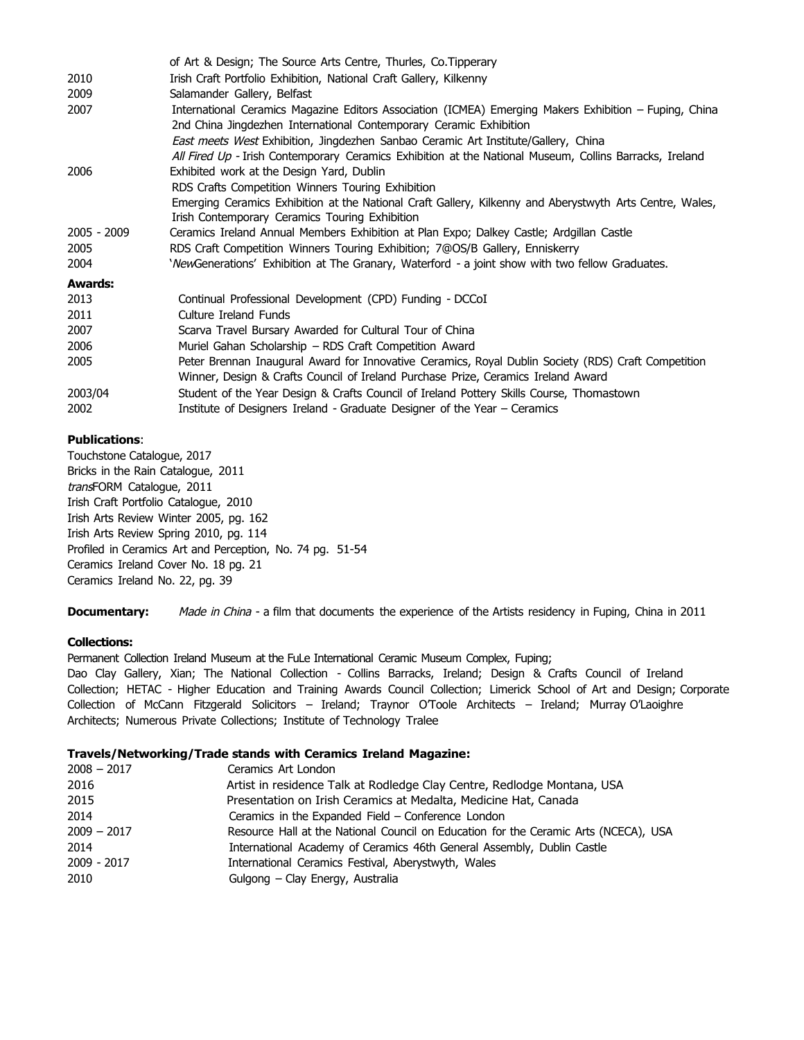| | |
|---|---|
| | of Art & Design; The Source Arts Centre, Thurles, Co.Tipperary |
| 2010 | Irish Craft Portfolio Exhibition, National Craft Gallery, Kilkenny |
| 2009 | Salamander Gallery, Belfast |
| 2007 | International Ceramics Magazine Editors Association (ICMEA) Emerging Makers Exhibition – Fuping, China |
| | 2nd China Jingdezhen International Contemporary Ceramic Exhibition |
| | *East meets West* Exhibition, Jingdezhen Sanbao Ceramic Art Institute/Gallery, China |
| | *All Fired Up* - Irish Contemporary Ceramics Exhibition at the National Museum, Collins Barracks, Ireland |
| 2006 | Exhibited work at the Design Yard, Dublin |
| | RDS Crafts Competition Winners Touring Exhibition |
| | Emerging Ceramics Exhibition at the National Craft Gallery, Kilkenny and Aberystwyth Arts Centre, Wales, Irish Contemporary Ceramics Touring Exhibition |
| 2005 - 2009 | Ceramics Ireland Annual Members Exhibition at Plan Expo; Dalkey Castle; Ardgillan Castle |
| 2005 | RDS Craft Competition Winners Touring Exhibition; 7@OS/B Gallery, Enniskerry |
| 2004 | '*New*Generations' Exhibition at The Granary, Waterford - a joint show with two fellow Graduates. |

**Awards:**

| | |
|---|---|
| 2013 | Continual Professional Development (CPD) Funding - DCCoI |
| 2011 | Culture Ireland Funds |
| 2007 | Scarva Travel Bursary Awarded for Cultural Tour of China |
| 2006 | Muriel Gahan Scholarship – RDS Craft Competition Award |
| 2005 | Peter Brennan Inaugural Award for Innovative Ceramics, Royal Dublin Society (RDS) Craft Competition Winner, Design & Crafts Council of Ireland Purchase Prize, Ceramics Ireland Award |
| 2003/04 | Student of the Year Design & Crafts Council of Ireland Pottery Skills Course, Thomastown |
| 2002 | Institute of Designers Ireland - Graduate Designer of the Year – Ceramics |

**Publications**:

Touchstone Catalogue, 2017
Bricks in the Rain Catalogue, 2011
*trans*FORM Catalogue, 2011
Irish Craft Portfolio Catalogue, 2010
Irish Arts Review Winter 2005, pg. 162
Irish Arts Review Spring 2010, pg. 114
Profiled in Ceramics Art and Perception, No. 74 pg. 51-54
Ceramics Ireland Cover No. 18 pg. 21
Ceramics Ireland No. 22, pg. 39

**Documentary:** *Made in China* - a film that documents the experience of the Artists residency in Fuping, China in 2011

**Collections:**

Permanent Collection Ireland Museum at the FuLe International Ceramic Museum Complex, Fuping; Dao Clay Gallery, Xian; The National Collection - Collins Barracks, Ireland; Design & Crafts Council of Ireland Collection; HETAC - Higher Education and Training Awards Council Collection; Limerick School of Art and Design; Corporate Collection of McCann Fitzgerald Solicitors – Ireland; Traynor O'Toole Architects – Ireland; Murray O'Laoighre Architects; Numerous Private Collections; Institute of Technology Tralee

**Travels/Networking/Trade stands with Ceramics Ireland Magazine:**

| | |
|---|---|
| 2008 – 2017 | Ceramics Art London |
| 2016 | Artist in residence Talk at Rodledge Clay Centre, Redlodge Montana, USA |
| 2015 | Presentation on Irish Ceramics at Medalta, Medicine Hat, Canada |
| 2014 | Ceramics in the Expanded Field – Conference London |
| 2009 – 2017 | Resource Hall at the National Council on Education for the Ceramic Arts (NCECA), USA |
| 2014 | International Academy of Ceramics 46th General Assembly, Dublin Castle |
| 2009 - 2017 | International Ceramics Festival, Aberystwyth, Wales |
| 2010 | Gulgong – Clay Energy, Australia |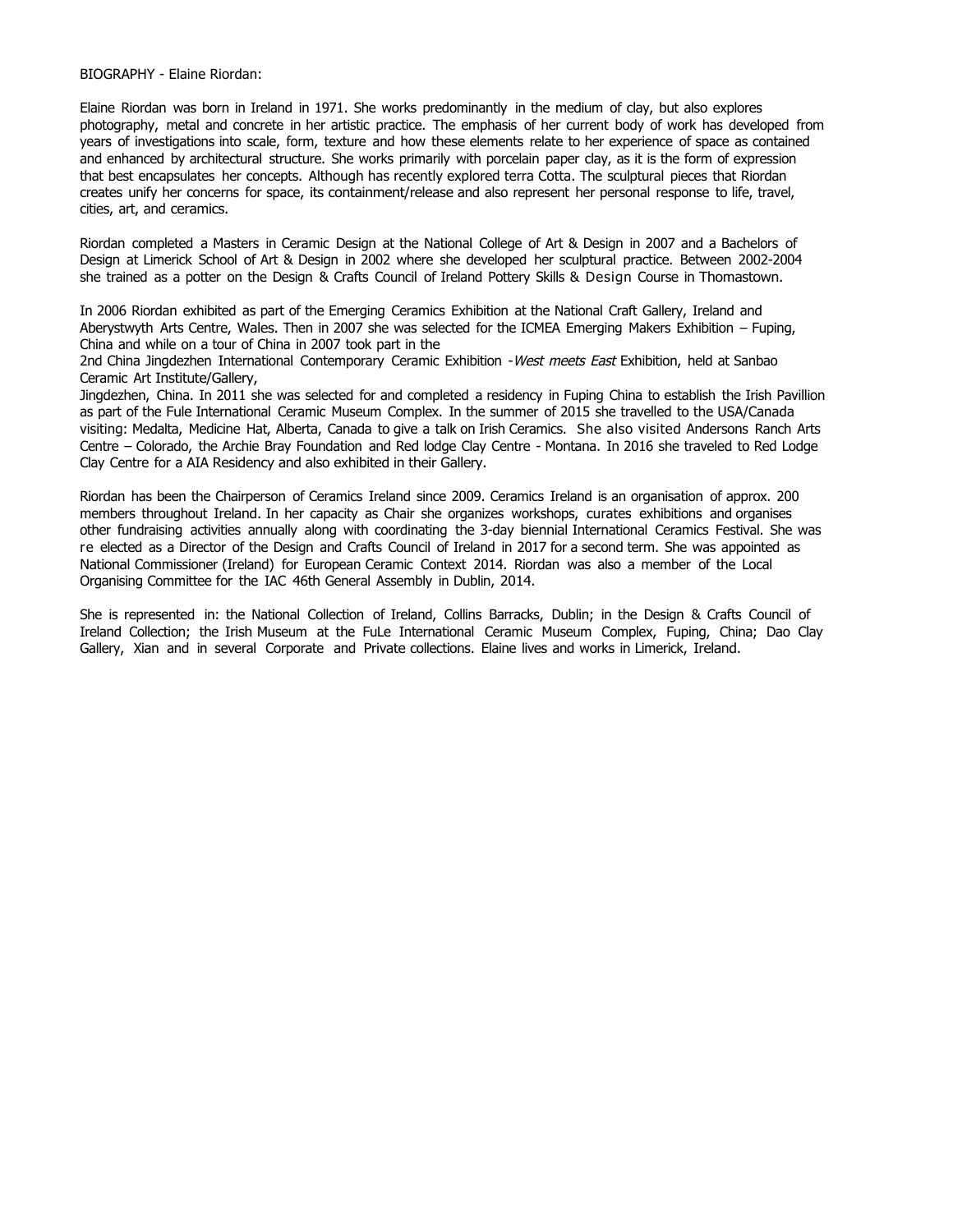BIOGRAPHY - Elaine Riordan:

Elaine Riordan was born in Ireland in 1971. She works predominantly in the medium of clay, but also explores photography, metal and concrete in her artistic practice. The emphasis of her current body of work has developed from years of investigations into scale, form, texture and how these elements relate to her experience of space as contained and enhanced by architectural structure. She works primarily with porcelain paper clay, as it is the form of expression that best encapsulates her concepts. Although has recently explored terra Cotta. The sculptural pieces that Riordan creates unify her concerns for space, its containment/release and also represent her personal response to life, travel, cities, art, and ceramics.

Riordan completed a Masters in Ceramic Design at the National College of Art & Design in 2007 and a Bachelors of Design at Limerick School of Art & Design in 2002 where she developed her sculptural practice. Between 2002-2004 she trained as a potter on the Design & Crafts Council of Ireland Pottery Skills & Design Course in Thomastown.

In 2006 Riordan exhibited as part of the Emerging Ceramics Exhibition at the National Craft Gallery, Ireland and Aberystwyth Arts Centre, Wales. Then in 2007 she was selected for the ICMEA Emerging Makers Exhibition – Fuping, China and while on a tour of China in 2007 took part in the
2nd China Jingdezhen International Contemporary Ceramic Exhibition -*West meets East* Exhibition, held at Sanbao Ceramic Art Institute/Gallery,
Jingdezhen, China. In 2011 she was selected for and completed a residency in Fuping China to establish the Irish Pavillion as part of the Fule International Ceramic Museum Complex. In the summer of 2015 she travelled to the USA/Canada visiting: Medalta, Medicine Hat, Alberta, Canada to give a talk on Irish Ceramics. She also visited Andersons Ranch Arts Centre – Colorado, the Archie Bray Foundation and Red lodge Clay Centre - Montana. In 2016 she traveled to Red Lodge Clay Centre for a AIA Residency and also exhibited in their Gallery.

Riordan has been the Chairperson of Ceramics Ireland since 2009. Ceramics Ireland is an organisation of approx. 200 members throughout Ireland. In her capacity as Chair she organizes workshops, curates exhibitions and organises other fundraising activities annually along with coordinating the 3-day biennial International Ceramics Festival. She was re elected as a Director of the Design and Crafts Council of Ireland in 2017 for a second term. She was appointed as National Commissioner (Ireland) for European Ceramic Context 2014. Riordan was also a member of the Local Organising Committee for the IAC 46th General Assembly in Dublin, 2014.

She is represented in: the National Collection of Ireland, Collins Barracks, Dublin; in the Design & Crafts Council of Ireland Collection; the Irish Museum at the FuLe International Ceramic Museum Complex, Fuping, China; Dao Clay Gallery, Xian and in several Corporate and Private collections. Elaine lives and works in Limerick, Ireland.